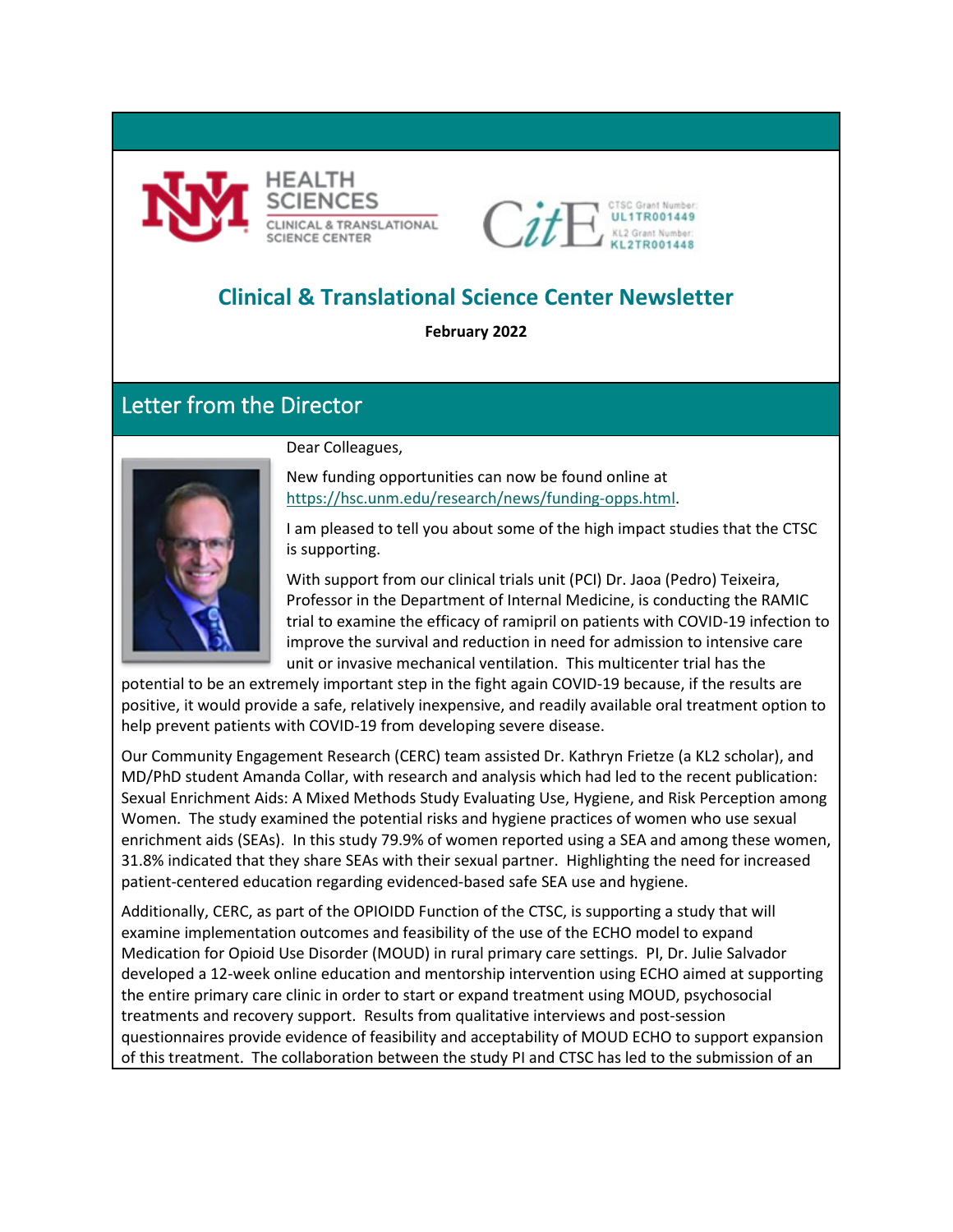HEALTH SCIENCES
CLINICAL & TRANSLATIONAL SCIENCE CENTER

CitE
CTSC Grant Number: UL1TR001449
KL2 Grant Number: KL2TR001448

# Clinical & Translational Science Center Newsletter

**February 2022**

## Letter from the Director

Dear Colleagues,

New funding opportunities can now be found online at https://hsc.unm.edu/research/news/funding-opps.html.

I am pleased to tell you about some of the high impact studies that the CTSC is supporting.

With support from our clinical trials unit (PCI) Dr. Jaoa (Pedro) Teixeira, Professor in the Department of Internal Medicine, is conducting the RAMIC trial to examine the efficacy of ramipril on patients with COVID-19 infection to improve the survival and reduction in need for admission to intensive care unit or invasive mechanical ventilation. This multicenter trial has the potential to be an extremely important step in the fight again COVID-19 because, if the results are positive, it would provide a safe, relatively inexpensive, and readily available oral treatment option to help prevent patients with COVID-19 from developing severe disease.

Our Community Engagement Research (CERC) team assisted Dr. Kathryn Frietze (a KL2 scholar), and MD/PhD student Amanda Collar, with research and analysis which had led to the recent publication: Sexual Enrichment Aids: A Mixed Methods Study Evaluating Use, Hygiene, and Risk Perception among Women. The study examined the potential risks and hygiene practices of women who use sexual enrichment aids (SEAs). In this study 79.9% of women reported using a SEA and among these women, 31.8% indicated that they share SEAs with their sexual partner. Highlighting the need for increased patient-centered education regarding evidenced-based safe SEA use and hygiene.

Additionally, CERC, as part of the OPIOIDD Function of the CTSC, is supporting a study that will examine implementation outcomes and feasibility of the use of the ECHO model to expand Medication for Opioid Use Disorder (MOUD) in rural primary care settings. PI, Dr. Julie Salvador developed a 12-week online education and mentorship intervention using ECHO aimed at supporting the entire primary care clinic in order to start or expand treatment using MOUD, psychosocial treatments and recovery support. Results from qualitative interviews and post-session questionnaires provide evidence of feasibility and acceptability of MOUD ECHO to support expansion of this treatment. The collaboration between the study PI and CTSC has led to the submission of an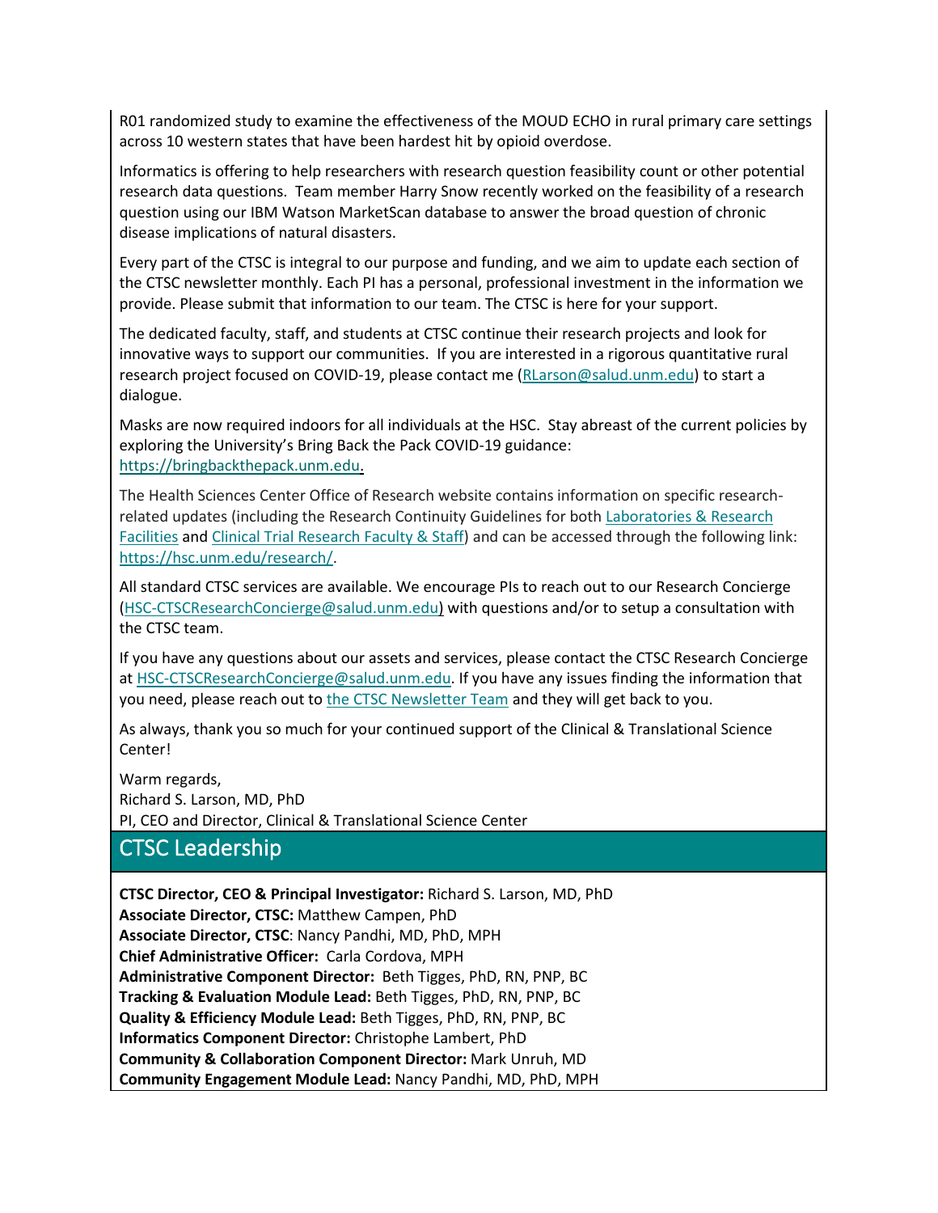R01 randomized study to examine the effectiveness of the MOUD ECHO in rural primary care settings across 10 western states that have been hardest hit by opioid overdose.

Informatics is offering to help researchers with research question feasibility count or other potential research data questions. Team member Harry Snow recently worked on the feasibility of a research question using our IBM Watson MarketScan database to answer the broad question of chronic disease implications of natural disasters.

Every part of the CTSC is integral to our purpose and funding, and we aim to update each section of the CTSC newsletter monthly. Each PI has a personal, professional investment in the information we provide. Please submit that information to our team. The CTSC is here for your support.

The dedicated faculty, staff, and students at CTSC continue their research projects and look for innovative ways to support our communities. If you are interested in a rigorous quantitative rural research project focused on COVID-19, please contact me (RLarson@salud.unm.edu) to start a dialogue.

Masks are now required indoors for all individuals at the HSC. Stay abreast of the current policies by exploring the University's Bring Back the Pack COVID-19 guidance: https://bringbackthepack.unm.edu.

The Health Sciences Center Office of Research website contains information on specific research-related updates (including the Research Continuity Guidelines for both Laboratories & Research Facilities and Clinical Trial Research Faculty & Staff) and can be accessed through the following link: https://hsc.unm.edu/research/.

All standard CTSC services are available. We encourage PIs to reach out to our Research Concierge (HSC-CTSCResearchConcierge@salud.unm.edu) with questions and/or to setup a consultation with the CTSC team.

If you have any questions about our assets and services, please contact the CTSC Research Concierge at HSC-CTSCResearchConcierge@salud.unm.edu. If you have any issues finding the information that you need, please reach out to the CTSC Newsletter Team and they will get back to you.

As always, thank you so much for your continued support of the Clinical & Translational Science Center!

Warm regards,
Richard S. Larson, MD, PhD
PI, CEO and Director, Clinical & Translational Science Center

## CTSC Leadership

**CTSC Director, CEO & Principal Investigator:** Richard S. Larson, MD, PhD
**Associate Director, CTSC:** Matthew Campen, PhD
**Associate Director, CTSC**: Nancy Pandhi, MD, PhD, MPH
**Chief Administrative Officer:** Carla Cordova, MPH
**Administrative Component Director:** Beth Tigges, PhD, RN, PNP, BC
**Tracking & Evaluation Module Lead:** Beth Tigges, PhD, RN, PNP, BC
**Quality & Efficiency Module Lead:** Beth Tigges, PhD, RN, PNP, BC
**Informatics Component Director:** Christophe Lambert, PhD
**Community & Collaboration Component Director:** Mark Unruh, MD
**Community Engagement Module Lead:** Nancy Pandhi, MD, PhD, MPH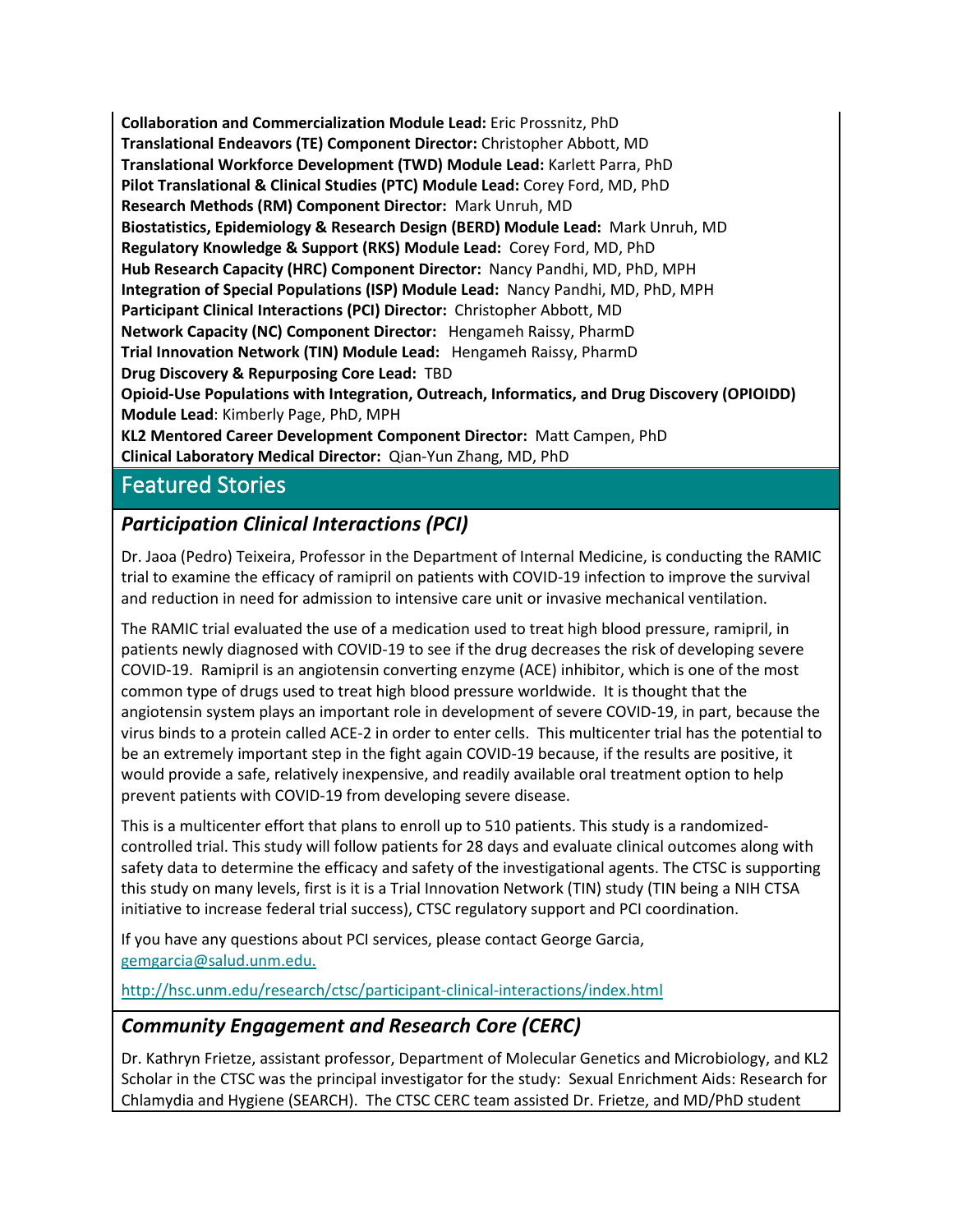**Collaboration and Commercialization Module Lead:** Eric Prossnitz, PhD
**Translational Endeavors (TE) Component Director:** Christopher Abbott, MD
**Translational Workforce Development (TWD) Module Lead:** Karlett Parra, PhD
**Pilot Translational & Clinical Studies (PTC) Module Lead:** Corey Ford, MD, PhD
**Research Methods (RM) Component Director:** Mark Unruh, MD
**Biostatistics, Epidemiology & Research Design (BERD) Module Lead:** Mark Unruh, MD
**Regulatory Knowledge & Support (RKS) Module Lead:** Corey Ford, MD, PhD
**Hub Research Capacity (HRC) Component Director:** Nancy Pandhi, MD, PhD, MPH
**Integration of Special Populations (ISP) Module Lead:** Nancy Pandhi, MD, PhD, MPH
**Participant Clinical Interactions (PCI) Director:** Christopher Abbott, MD
**Network Capacity (NC) Component Director:** Hengameh Raissy, PharmD
**Trial Innovation Network (TIN) Module Lead:** Hengameh Raissy, PharmD
**Drug Discovery & Repurposing Core Lead:** TBD
**Opioid-Use Populations with Integration, Outreach, Informatics, and Drug Discovery (OPIOIDD) Module Lead**: Kimberly Page, PhD, MPH
**KL2 Mentored Career Development Component Director:** Matt Campen, PhD
**Clinical Laboratory Medical Director:** Qian-Yun Zhang, MD, PhD

## Featured Stories

### *Participation Clinical Interactions (PCI)*

Dr. Jaoa (Pedro) Teixeira, Professor in the Department of Internal Medicine, is conducting the RAMIC trial to examine the efficacy of ramipril on patients with COVID-19 infection to improve the survival and reduction in need for admission to intensive care unit or invasive mechanical ventilation.

The RAMIC trial evaluated the use of a medication used to treat high blood pressure, ramipril, in patients newly diagnosed with COVID-19 to see if the drug decreases the risk of developing severe COVID-19. Ramipril is an angiotensin converting enzyme (ACE) inhibitor, which is one of the most common type of drugs used to treat high blood pressure worldwide. It is thought that the angiotensin system plays an important role in development of severe COVID-19, in part, because the virus binds to a protein called ACE-2 in order to enter cells. This multicenter trial has the potential to be an extremely important step in the fight again COVID-19 because, if the results are positive, it would provide a safe, relatively inexpensive, and readily available oral treatment option to help prevent patients with COVID-19 from developing severe disease.

This is a multicenter effort that plans to enroll up to 510 patients. This study is a randomized-controlled trial. This study will follow patients for 28 days and evaluate clinical outcomes along with safety data to determine the efficacy and safety of the investigational agents. The CTSC is supporting this study on many levels, first is it is a Trial Innovation Network (TIN) study (TIN being a NIH CTSA initiative to increase federal trial success), CTSC regulatory support and PCI coordination.

If you have any questions about PCI services, please contact George Garcia, gemgarcia@salud.unm.edu.

http://hsc.unm.edu/research/ctsc/participant-clinical-interactions/index.html

### *Community Engagement and Research Core (CERC)*

Dr. Kathryn Frietze, assistant professor, Department of Molecular Genetics and Microbiology, and KL2 Scholar in the CTSC was the principal investigator for the study: Sexual Enrichment Aids: Research for Chlamydia and Hygiene (SEARCH). The CTSC CERC team assisted Dr. Frietze, and MD/PhD student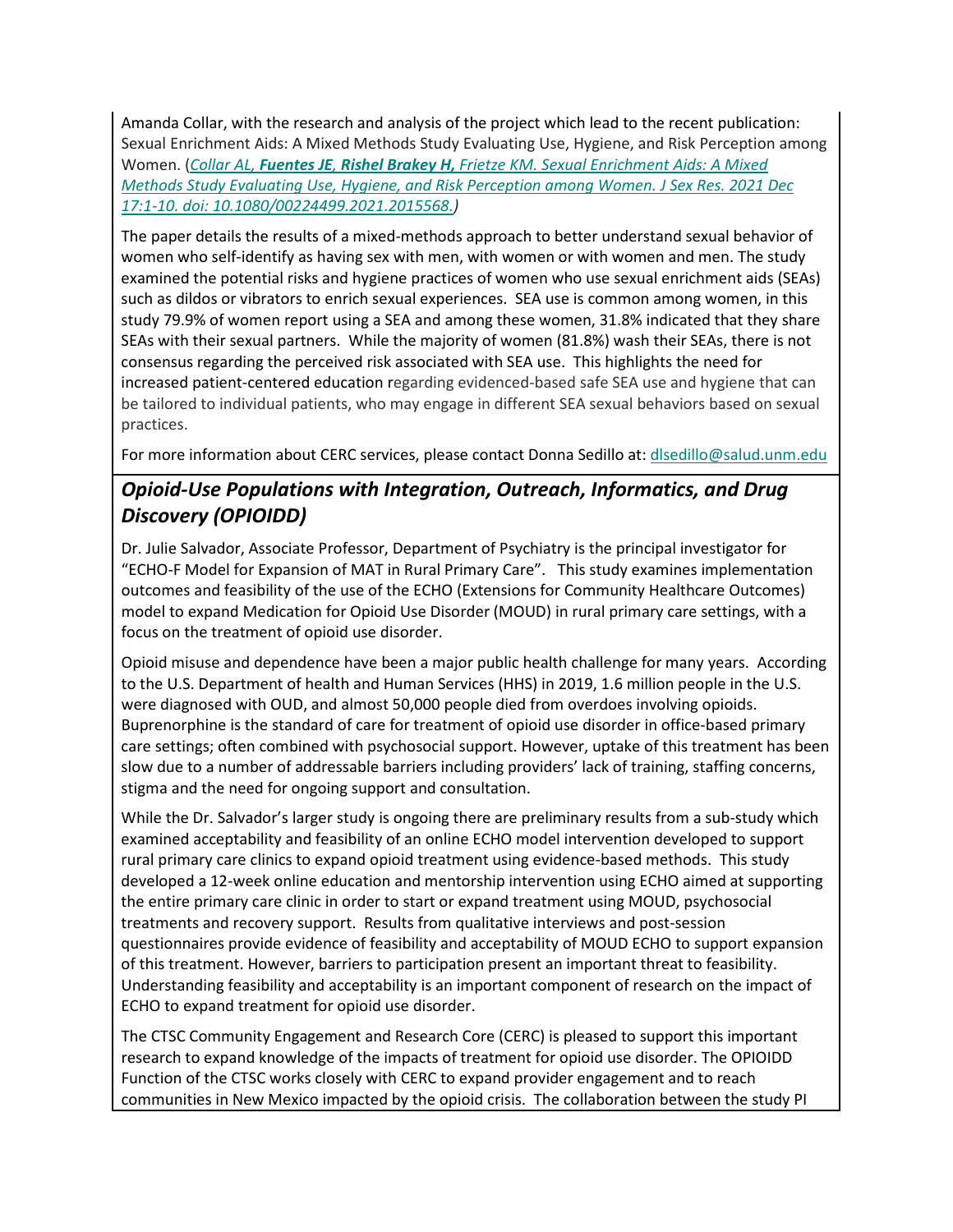Amanda Collar, with the research and analysis of the project which lead to the recent publication: Sexual Enrichment Aids: A Mixed Methods Study Evaluating Use, Hygiene, and Risk Perception among Women. (*Collar AL, **Fuentes JE**, **Rishel Brakey H,** Frietze KM. Sexual Enrichment Aids: A Mixed Methods Study Evaluating Use, Hygiene, and Risk Perception among Women. J Sex Res. 2021 Dec 17:1-10. doi: 10.1080/00224499.2021.2015568.*)

The paper details the results of a mixed-methods approach to better understand sexual behavior of women who self-identify as having sex with men, with women or with women and men. The study examined the potential risks and hygiene practices of women who use sexual enrichment aids (SEAs) such as dildos or vibrators to enrich sexual experiences. SEA use is common among women, in this study 79.9% of women report using a SEA and among these women, 31.8% indicated that they share SEAs with their sexual partners. While the majority of women (81.8%) wash their SEAs, there is not consensus regarding the perceived risk associated with SEA use. This highlights the need for increased patient-centered education regarding evidenced-based safe SEA use and hygiene that can be tailored to individual patients, who may engage in different SEA sexual behaviors based on sexual practices.

For more information about CERC services, please contact Donna Sedillo at: dlsedillo@salud.unm.edu

## *Opioid-Use Populations with Integration, Outreach, Informatics, and Drug Discovery (OPIOIDD)*

Dr. Julie Salvador, Associate Professor, Department of Psychiatry is the principal investigator for "ECHO-F Model for Expansion of MAT in Rural Primary Care". This study examines implementation outcomes and feasibility of the use of the ECHO (Extensions for Community Healthcare Outcomes) model to expand Medication for Opioid Use Disorder (MOUD) in rural primary care settings, with a focus on the treatment of opioid use disorder.

Opioid misuse and dependence have been a major public health challenge for many years. According to the U.S. Department of health and Human Services (HHS) in 2019, 1.6 million people in the U.S. were diagnosed with OUD, and almost 50,000 people died from overdoses involving opioids. Buprenorphine is the standard of care for treatment of opioid use disorder in office-based primary care settings; often combined with psychosocial support. However, uptake of this treatment has been slow due to a number of addressable barriers including providers' lack of training, staffing concerns, stigma and the need for ongoing support and consultation.

While the Dr. Salvador's larger study is ongoing there are preliminary results from a sub-study which examined acceptability and feasibility of an online ECHO model intervention developed to support rural primary care clinics to expand opioid treatment using evidence-based methods. This study developed a 12-week online education and mentorship intervention using ECHO aimed at supporting the entire primary care clinic in order to start or expand treatment using MOUD, psychosocial treatments and recovery support. Results from qualitative interviews and post-session questionnaires provide evidence of feasibility and acceptability of MOUD ECHO to support expansion of this treatment. However, barriers to participation present an important threat to feasibility. Understanding feasibility and acceptability is an important component of research on the impact of ECHO to expand treatment for opioid use disorder.

The CTSC Community Engagement and Research Core (CERC) is pleased to support this important research to expand knowledge of the impacts of treatment for opioid use disorder. The OPIOIDD Function of the CTSC works closely with CERC to expand provider engagement and to reach communities in New Mexico impacted by the opioid crisis. The collaboration between the study PI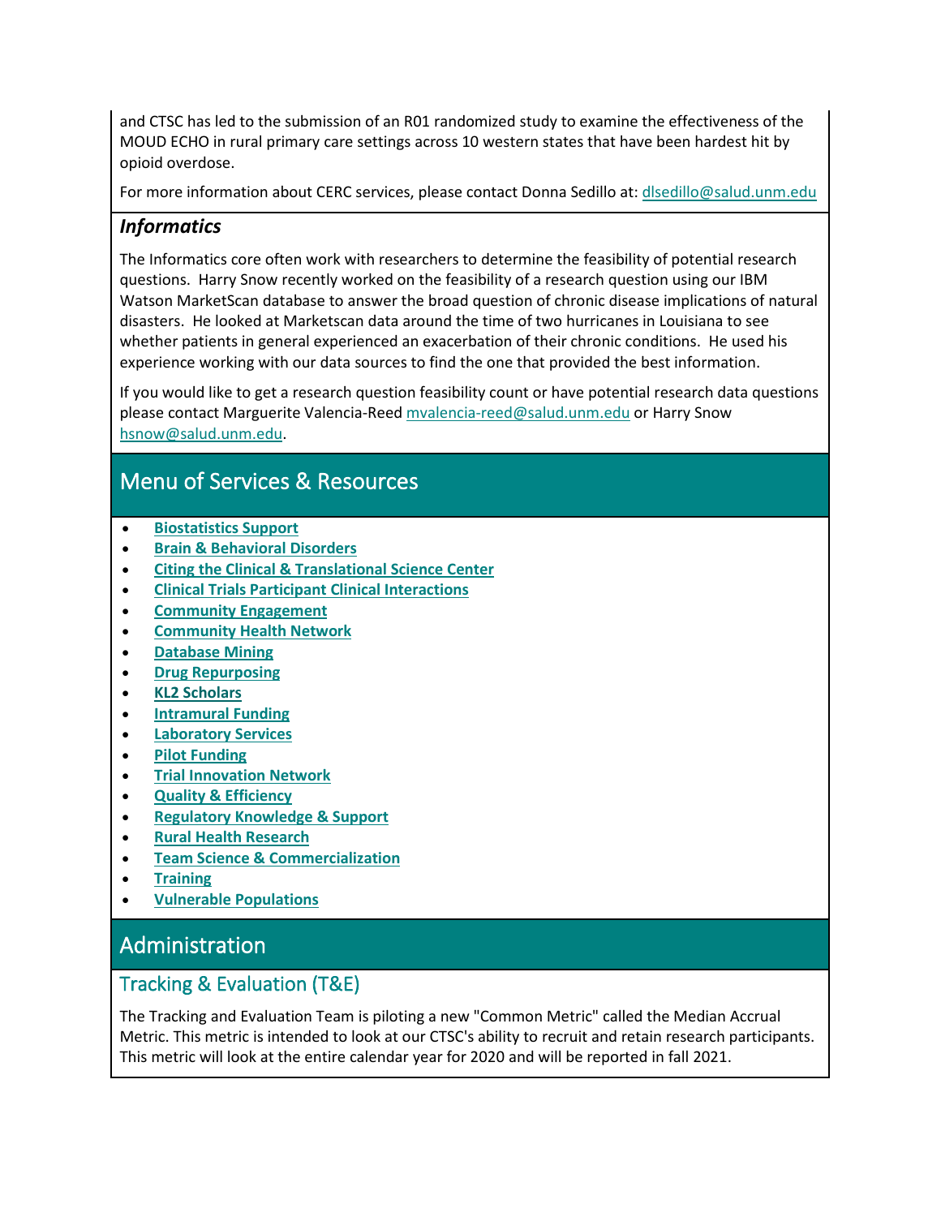and CTSC has led to the submission of an R01 randomized study to examine the effectiveness of the MOUD ECHO in rural primary care settings across 10 western states that have been hardest hit by opioid overdose.

For more information about CERC services, please contact Donna Sedillo at: [dlsedillo@salud.unm.edu](mailto:dlsedillo@salud.unm.edu)

### *Informatics*

The Informatics core often work with researchers to determine the feasibility of potential research questions. Harry Snow recently worked on the feasibility of a research question using our IBM Watson MarketScan database to answer the broad question of chronic disease implications of natural disasters. He looked at Marketscan data around the time of two hurricanes in Louisiana to see whether patients in general experienced an exacerbation of their chronic conditions. He used his experience working with our data sources to find the one that provided the best information.

If you would like to get a research question feasibility count or have potential research data questions please contact Marguerite Valencia-Reed [mvalencia-reed@salud.unm.edu](mailto:mvalencia-reed@salud.unm.edu) or Harry Snow [hsnow@salud.unm.edu](mailto:hsnow@salud.unm.edu).

## Menu of Services & Resources

- **Biostatistics Support**
- **Brain & Behavioral Disorders**
- **Citing the Clinical & Translational Science Center**
- **Clinical Trials Participant Clinical Interactions**
- **Community Engagement**
- **Community Health Network**
- **Database Mining**
- **Drug Repurposing**
- **KL2 Scholars**
- **Intramural Funding**
- **Laboratory Services**
- **Pilot Funding**
- **Trial Innovation Network**
- **Quality & Efficiency**
- **Regulatory Knowledge & Support**
- **Rural Health Research**
- **Team Science & Commercialization**
- **Training**
- **Vulnerable Populations**

## Administration

### Tracking & Evaluation (T&E)

The Tracking and Evaluation Team is piloting a new "Common Metric" called the Median Accrual Metric. This metric is intended to look at our CTSC's ability to recruit and retain research participants. This metric will look at the entire calendar year for 2020 and will be reported in fall 2021.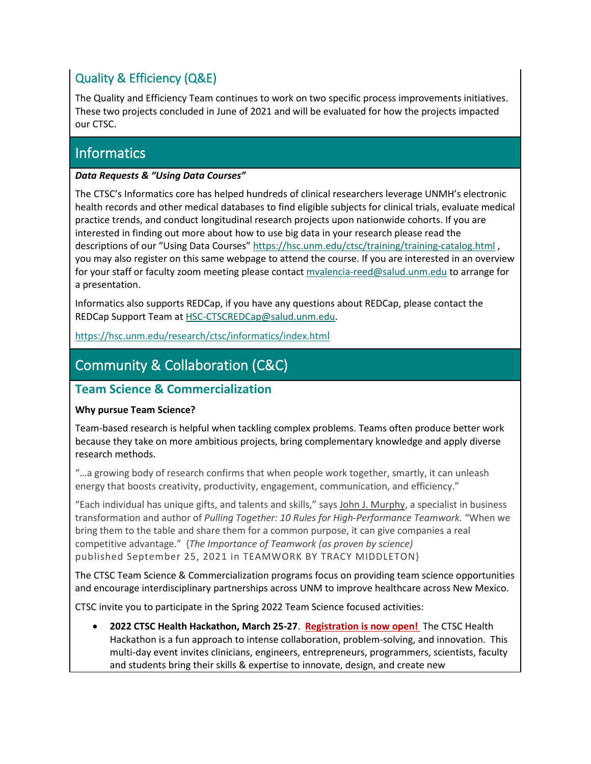## Quality & Efficiency (Q&E)

The Quality and Efficiency Team continues to work on two specific process improvements initiatives. These two projects concluded in June of 2021 and will be evaluated for how the projects impacted our CTSC.

## Informatics

***Data Requests & "Using Data Courses"***

The CTSC's Informatics core has helped hundreds of clinical researchers leverage UNMH's electronic health records and other medical databases to find eligible subjects for clinical trials, evaluate medical practice trends, and conduct longitudinal research projects upon nationwide cohorts. If you are interested in finding out more about how to use big data in your research please read the descriptions of our "Using Data Courses" https://hsc.unm.edu/ctsc/training/training-catalog.html , you may also register on this same webpage to attend the course. If you are interested in an overview for your staff or faculty zoom meeting please contact mvalencia-reed@salud.unm.edu to arrange for a presentation.

Informatics also supports REDCap, if you have any questions about REDCap, please contact the REDCap Support Team at HSC-CTSCREDCap@salud.unm.edu.

https://hsc.unm.edu/research/ctsc/informatics/index.html

## Community & Collaboration (C&C)

### Team Science & Commercialization

**Why pursue Team Science?**

Team-based research is helpful when tackling complex problems. Teams often produce better work because they take on more ambitious projects, bring complementary knowledge and apply diverse research methods.

"…a growing body of research confirms that when people work together, smartly, it can unleash energy that boosts creativity, productivity, engagement, communication, and efficiency."

"Each individual has unique gifts, and talents and skills," says John J. Murphy, a specialist in business transformation and author of *Pulling Together: 10 Rules for High-Performance Teamwork.* "When we bring them to the table and share them for a common purpose, it can give companies a real competitive advantage." {*The Importance of Teamwork (as proven by science)* published September 25, 2021 in TEAMWORK BY TRACY MIDDLETON}

The CTSC Team Science & Commercialization programs focus on providing team science opportunities and encourage interdisciplinary partnerships across UNM to improve healthcare across New Mexico.

CTSC invite you to participate in the Spring 2022 Team Science focused activities:

- **2022 CTSC Health Hackathon, March 25-27**. **Registration is now open!** The CTSC Health Hackathon is a fun approach to intense collaboration, problem-solving, and innovation. This multi-day event invites clinicians, engineers, entrepreneurs, programmers, scientists, faculty and students bring their skills & expertise to innovate, design, and create new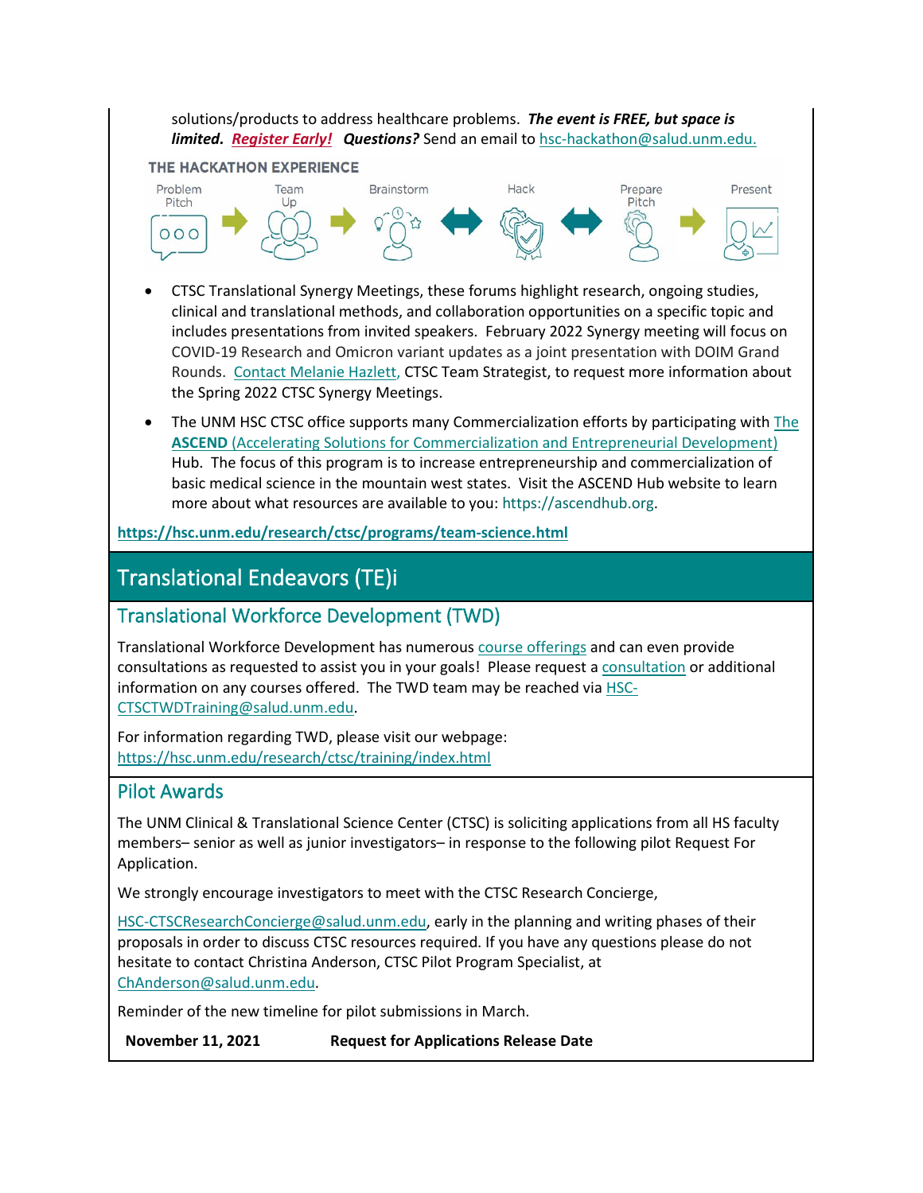solutions/products to address healthcare problems. ***The event is FREE, but space is limited.*** ***Register Early!*** ***Questions?*** Send an email to hsc-hackathon@salud.unm.edu.

THE HACKATHON EXPERIENCE

Problem Pitch → Team Up → Brainstorm ↔ Hack ↔ Prepare Pitch → Present

- CTSC Translational Synergy Meetings, these forums highlight research, ongoing studies, clinical and translational methods, and collaboration opportunities on a specific topic and includes presentations from invited speakers. February 2022 Synergy meeting will focus on COVID-19 Research and Omicron variant updates as a joint presentation with DOIM Grand Rounds. Contact Melanie Hazlett, CTSC Team Strategist, to request more information about the Spring 2022 CTSC Synergy Meetings.
- The UNM HSC CTSC office supports many Commercialization efforts by participating with The **ASCEND** (Accelerating Solutions for Commercialization and Entrepreneurial Development) Hub. The focus of this program is to increase entrepreneurship and commercialization of basic medical science in the mountain west states. Visit the ASCEND Hub website to learn more about what resources are available to you: https://ascendhub.org.

**https://hsc.unm.edu/research/ctsc/programs/team-science.html**

## Translational Endeavors (TE)i

### Translational Workforce Development (TWD)

Translational Workforce Development has numerous course offerings and can even provide consultations as requested to assist you in your goals! Please request a consultation or additional information on any courses offered. The TWD team may be reached via HSC-CTSCTWDTraining@salud.unm.edu.

For information regarding TWD, please visit our webpage: https://hsc.unm.edu/research/ctsc/training/index.html

### Pilot Awards

The UNM Clinical & Translational Science Center (CTSC) is soliciting applications from all HS faculty members– senior as well as junior investigators– in response to the following pilot Request For Application.

We strongly encourage investigators to meet with the CTSC Research Concierge,

HSC-CTSCResearchConcierge@salud.unm.edu, early in the planning and writing phases of their proposals in order to discuss CTSC resources required. If you have any questions please do not hesitate to contact Christina Anderson, CTSC Pilot Program Specialist, at ChAnderson@salud.unm.edu.

Reminder of the new timeline for pilot submissions in March.

| **November 11, 2021** | **Request for Applications Release Date** |
| --- | --- |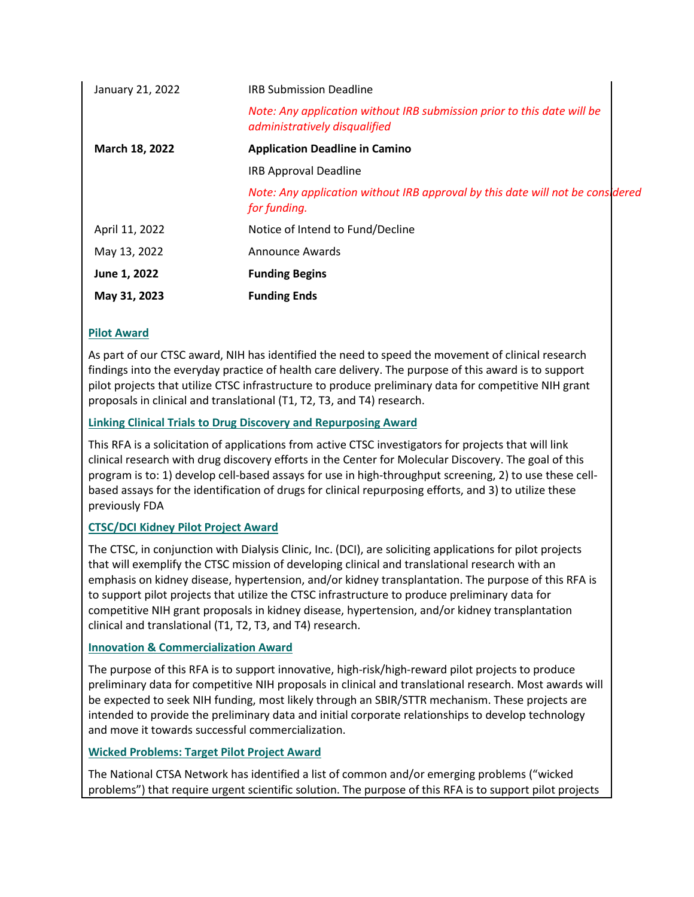| | |
|---|---|
| January 21, 2022 | IRB Submission Deadline |
| | *Note: Any application without IRB submission prior to this date will be administratively disqualified* |
| **March 18, 2022** | **Application Deadline in Camino** |
| | IRB Approval Deadline |
| | *Note: Any application without IRB approval by this date will not be considered for funding.* |
| April 11, 2022 | Notice of Intend to Fund/Decline |
| May 13, 2022 | Announce Awards |
| **June 1, 2022** | **Funding Begins** |
| **May 31, 2023** | **Funding Ends** |

**Pilot Award**

As part of our CTSC award, NIH has identified the need to speed the movement of clinical research findings into the everyday practice of health care delivery. The purpose of this award is to support pilot projects that utilize CTSC infrastructure to produce preliminary data for competitive NIH grant proposals in clinical and translational (T1, T2, T3, and T4) research.

**Linking Clinical Trials to Drug Discovery and Repurposing Award**

This RFA is a solicitation of applications from active CTSC investigators for projects that will link clinical research with drug discovery efforts in the Center for Molecular Discovery. The goal of this program is to: 1) develop cell-based assays for use in high-throughput screening, 2) to use these cell-based assays for the identification of drugs for clinical repurposing efforts, and 3) to utilize these previously FDA

**CTSC/DCI Kidney Pilot Project Award**

The CTSC, in conjunction with Dialysis Clinic, Inc. (DCI), are soliciting applications for pilot projects that will exemplify the CTSC mission of developing clinical and translational research with an emphasis on kidney disease, hypertension, and/or kidney transplantation. The purpose of this RFA is to support pilot projects that utilize the CTSC infrastructure to produce preliminary data for competitive NIH grant proposals in kidney disease, hypertension, and/or kidney transplantation clinical and translational (T1, T2, T3, and T4) research.

**Innovation & Commercialization Award**

The purpose of this RFA is to support innovative, high-risk/high-reward pilot projects to produce preliminary data for competitive NIH proposals in clinical and translational research. Most awards will be expected to seek NIH funding, most likely through an SBIR/STTR mechanism. These projects are intended to provide the preliminary data and initial corporate relationships to develop technology and move it towards successful commercialization.

**Wicked Problems: Target Pilot Project Award**

The National CTSA Network has identified a list of common and/or emerging problems ("wicked problems") that require urgent scientific solution. The purpose of this RFA is to support pilot projects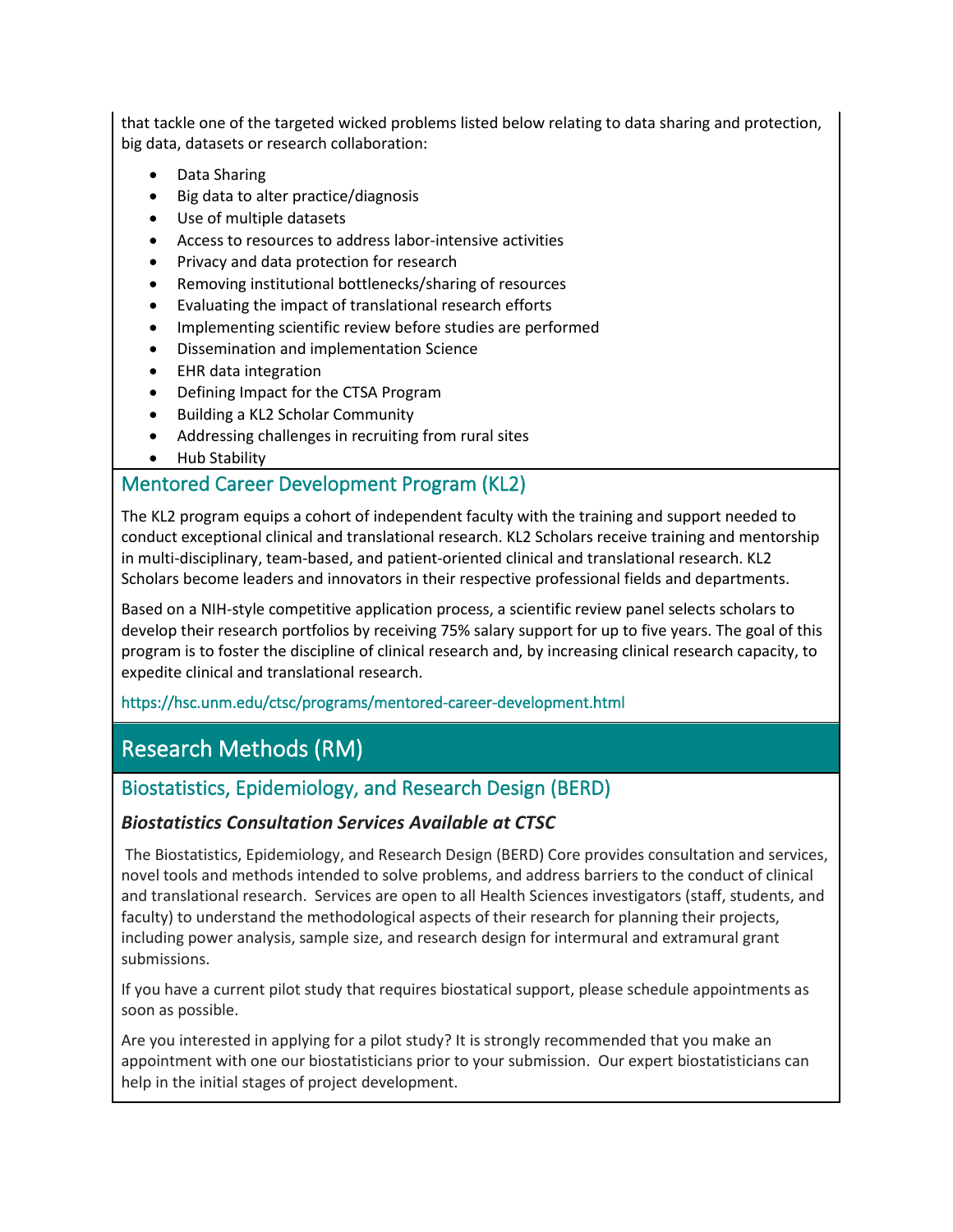that tackle one of the targeted wicked problems listed below relating to data sharing and protection, big data, datasets or research collaboration:

- Data Sharing
- Big data to alter practice/diagnosis
- Use of multiple datasets
- Access to resources to address labor-intensive activities
- Privacy and data protection for research
- Removing institutional bottlenecks/sharing of resources
- Evaluating the impact of translational research efforts
- Implementing scientific review before studies are performed
- Dissemination and implementation Science
- EHR data integration
- Defining Impact for the CTSA Program
- Building a KL2 Scholar Community
- Addressing challenges in recruiting from rural sites
- Hub Stability

### Mentored Career Development Program (KL2)

The KL2 program equips a cohort of independent faculty with the training and support needed to conduct exceptional clinical and translational research. KL2 Scholars receive training and mentorship in multi-disciplinary, team-based, and patient-oriented clinical and translational research. KL2 Scholars become leaders and innovators in their respective professional fields and departments.

Based on a NIH-style competitive application process, a scientific review panel selects scholars to develop their research portfolios by receiving 75% salary support for up to five years. The goal of this program is to foster the discipline of clinical research and, by increasing clinical research capacity, to expedite clinical and translational research.

https://hsc.unm.edu/ctsc/programs/mentored-career-development.html

## Research Methods (RM)

### Biostatistics, Epidemiology, and Research Design (BERD)

#### *Biostatistics Consultation Services Available at CTSC*

The Biostatistics, Epidemiology, and Research Design (BERD) Core provides consultation and services, novel tools and methods intended to solve problems, and address barriers to the conduct of clinical and translational research. Services are open to all Health Sciences investigators (staff, students, and faculty) to understand the methodological aspects of their research for planning their projects, including power analysis, sample size, and research design for intermural and extramural grant submissions.

If you have a current pilot study that requires biostatical support, please schedule appointments as soon as possible.

Are you interested in applying for a pilot study? It is strongly recommended that you make an appointment with one our biostatisticians prior to your submission. Our expert biostatisticians can help in the initial stages of project development.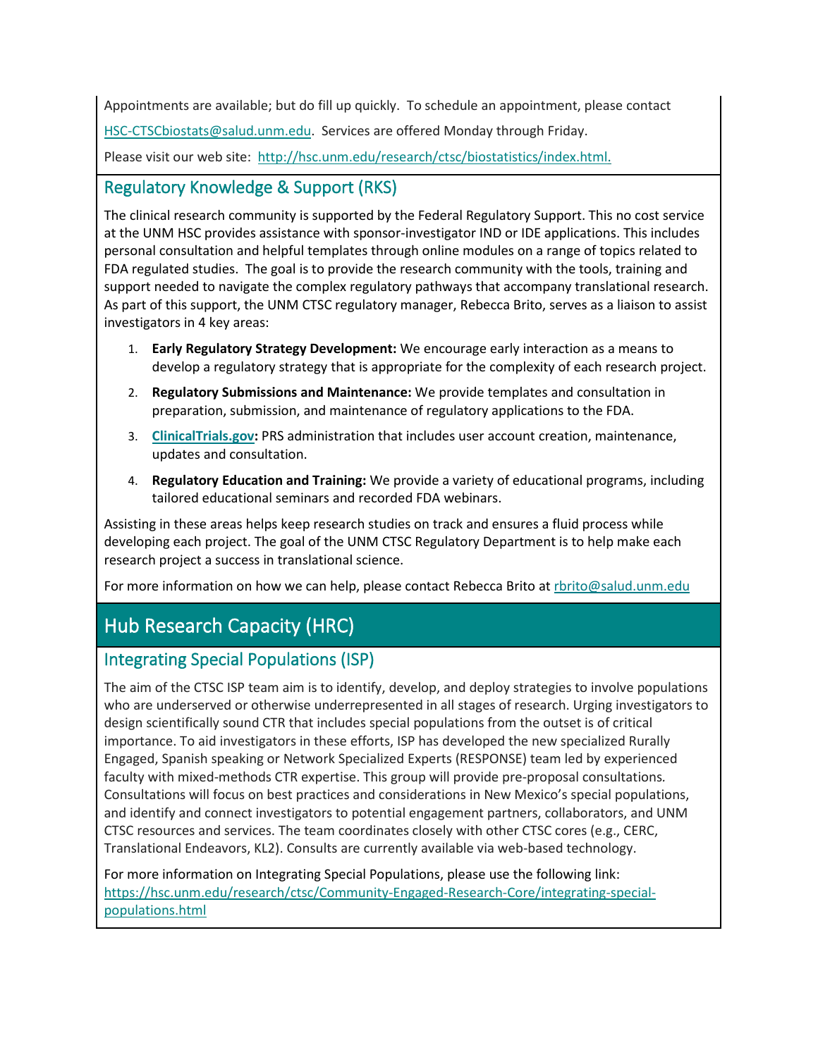Appointments are available; but do fill up quickly. To schedule an appointment, please contact HSC-CTSCbiostats@salud.unm.edu. Services are offered Monday through Friday.

Please visit our web site: http://hsc.unm.edu/research/ctsc/biostatistics/index.html.

### Regulatory Knowledge & Support (RKS)

The clinical research community is supported by the Federal Regulatory Support. This no cost service at the UNM HSC provides assistance with sponsor-investigator IND or IDE applications. This includes personal consultation and helpful templates through online modules on a range of topics related to FDA regulated studies. The goal is to provide the research community with the tools, training and support needed to navigate the complex regulatory pathways that accompany translational research. As part of this support, the UNM CTSC regulatory manager, Rebecca Brito, serves as a liaison to assist investigators in 4 key areas:

1. **Early Regulatory Strategy Development:** We encourage early interaction as a means to develop a regulatory strategy that is appropriate for the complexity of each research project.
2. **Regulatory Submissions and Maintenance:** We provide templates and consultation in preparation, submission, and maintenance of regulatory applications to the FDA.
3. **ClinicalTrials.gov:** PRS administration that includes user account creation, maintenance, updates and consultation.
4. **Regulatory Education and Training:** We provide a variety of educational programs, including tailored educational seminars and recorded FDA webinars.

Assisting in these areas helps keep research studies on track and ensures a fluid process while developing each project. The goal of the UNM CTSC Regulatory Department is to help make each research project a success in translational science.

For more information on how we can help, please contact Rebecca Brito at rbrito@salud.unm.edu

## Hub Research Capacity (HRC)

### Integrating Special Populations (ISP)

The aim of the CTSC ISP team aim is to identify, develop, and deploy strategies to involve populations who are underserved or otherwise underrepresented in all stages of research. Urging investigators to design scientifically sound CTR that includes special populations from the outset is of critical importance. To aid investigators in these efforts, ISP has developed the new specialized Rurally Engaged, Spanish speaking or Network Specialized Experts (RESPONSE) team led by experienced faculty with mixed-methods CTR expertise. This group will provide pre-proposal consultations. Consultations will focus on best practices and considerations in New Mexico's special populations, and identify and connect investigators to potential engagement partners, collaborators, and UNM CTSC resources and services. The team coordinates closely with other CTSC cores (e.g., CERC, Translational Endeavors, KL2). Consults are currently available via web-based technology.

For more information on Integrating Special Populations, please use the following link: https://hsc.unm.edu/research/ctsc/Community-Engaged-Research-Core/integrating-special-populations.html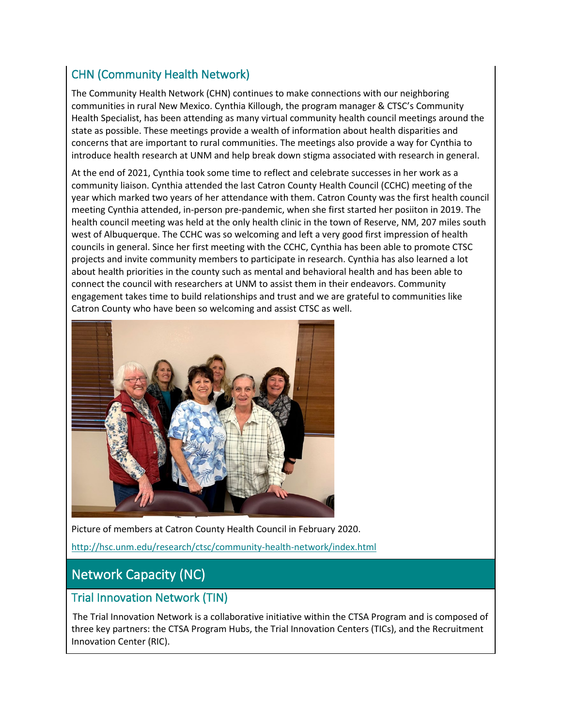## CHN (Community Health Network)

The Community Health Network (CHN) continues to make connections with our neighboring communities in rural New Mexico. Cynthia Killough, the program manager & CTSC's Community Health Specialist, has been attending as many virtual community health council meetings around the state as possible. These meetings provide a wealth of information about health disparities and concerns that are important to rural communities. The meetings also provide a way for Cynthia to introduce health research at UNM and help break down stigma associated with research in general.

At the end of 2021, Cynthia took some time to reflect and celebrate successes in her work as a community liaison. Cynthia attended the last Catron County Health Council (CCHC) meeting of the year which marked two years of her attendance with them. Catron County was the first health council meeting Cynthia attended, in-person pre-pandemic, when she first started her posiiton in 2019. The health council meeting was held at the only health clinic in the town of Reserve, NM, 207 miles south west of Albuquerque. The CCHC was so welcoming and left a very good first impression of health councils in general. Since her first meeting with the CCHC, Cynthia has been able to promote CTSC projects and invite community members to participate in research. Cynthia has also learned a lot about health priorities in the county such as mental and behavioral health and has been able to connect the council with researchers at UNM to assist them in their endeavors. Community engagement takes time to build relationships and trust and we are grateful to communities like Catron County who have been so welcoming and assist CTSC as well.

Picture of members at Catron County Health Council in February 2020.

http://hsc.unm.edu/research/ctsc/community-health-network/index.html

# Network Capacity (NC)

## Trial Innovation Network (TIN)

The Trial Innovation Network is a collaborative initiative within the CTSA Program and is composed of three key partners: the CTSA Program Hubs, the Trial Innovation Centers (TICs), and the Recruitment Innovation Center (RIC).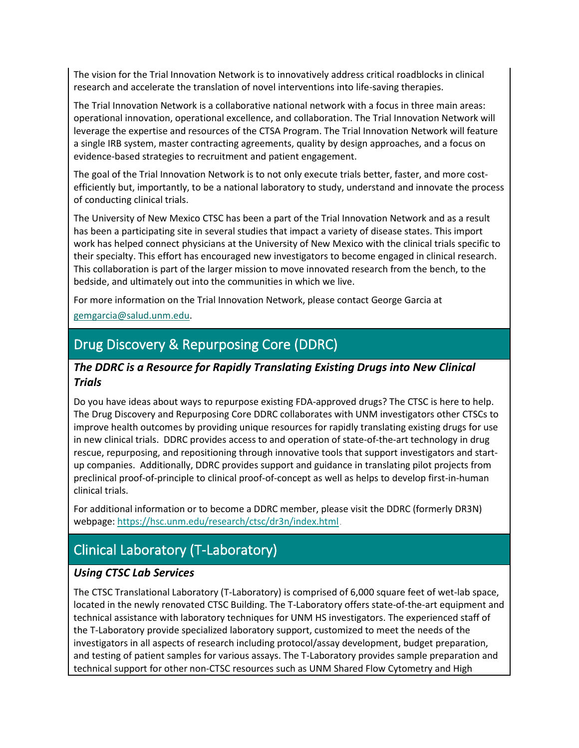The vision for the Trial Innovation Network is to innovatively address critical roadblocks in clinical research and accelerate the translation of novel interventions into life-saving therapies.

The Trial Innovation Network is a collaborative national network with a focus in three main areas: operational innovation, operational excellence, and collaboration. The Trial Innovation Network will leverage the expertise and resources of the CTSA Program. The Trial Innovation Network will feature a single IRB system, master contracting agreements, quality by design approaches, and a focus on evidence-based strategies to recruitment and patient engagement.

The goal of the Trial Innovation Network is to not only execute trials better, faster, and more cost-efficiently but, importantly, to be a national laboratory to study, understand and innovate the process of conducting clinical trials.

The University of New Mexico CTSC has been a part of the Trial Innovation Network and as a result has been a participating site in several studies that impact a variety of disease states. This import work has helped connect physicians at the University of New Mexico with the clinical trials specific to their specialty. This effort has encouraged new investigators to become engaged in clinical research. This collaboration is part of the larger mission to move innovated research from the bench, to the bedside, and ultimately out into the communities in which we live.

For more information on the Trial Innovation Network, please contact George Garcia at gemgarcia@salud.unm.edu.

## Drug Discovery & Repurposing Core (DDRC)

### *The DDRC is a Resource for Rapidly Translating Existing Drugs into New Clinical Trials*

Do you have ideas about ways to repurpose existing FDA-approved drugs? The CTSC is here to help. The Drug Discovery and Repurposing Core DDRC collaborates with UNM investigators other CTSCs to improve health outcomes by providing unique resources for rapidly translating existing drugs for use in new clinical trials. DDRC provides access to and operation of state-of-the-art technology in drug rescue, repurposing, and repositioning through innovative tools that support investigators and start-up companies. Additionally, DDRC provides support and guidance in translating pilot projects from preclinical proof-of-principle to clinical proof-of-concept as well as helps to develop first-in-human clinical trials.

For additional information or to become a DDRC member, please visit the DDRC (formerly DR3N) webpage: https://hsc.unm.edu/research/ctsc/dr3n/index.html.

## Clinical Laboratory (T-Laboratory)

### *Using CTSC Lab Services*

The CTSC Translational Laboratory (T-Laboratory) is comprised of 6,000 square feet of wet-lab space, located in the newly renovated CTSC Building. The T-Laboratory offers state-of-the-art equipment and technical assistance with laboratory techniques for UNM HS investigators. The experienced staff of the T-Laboratory provide specialized laboratory support, customized to meet the needs of the investigators in all aspects of research including protocol/assay development, budget preparation, and testing of patient samples for various assays. The T-Laboratory provides sample preparation and technical support for other non-CTSC resources such as UNM Shared Flow Cytometry and High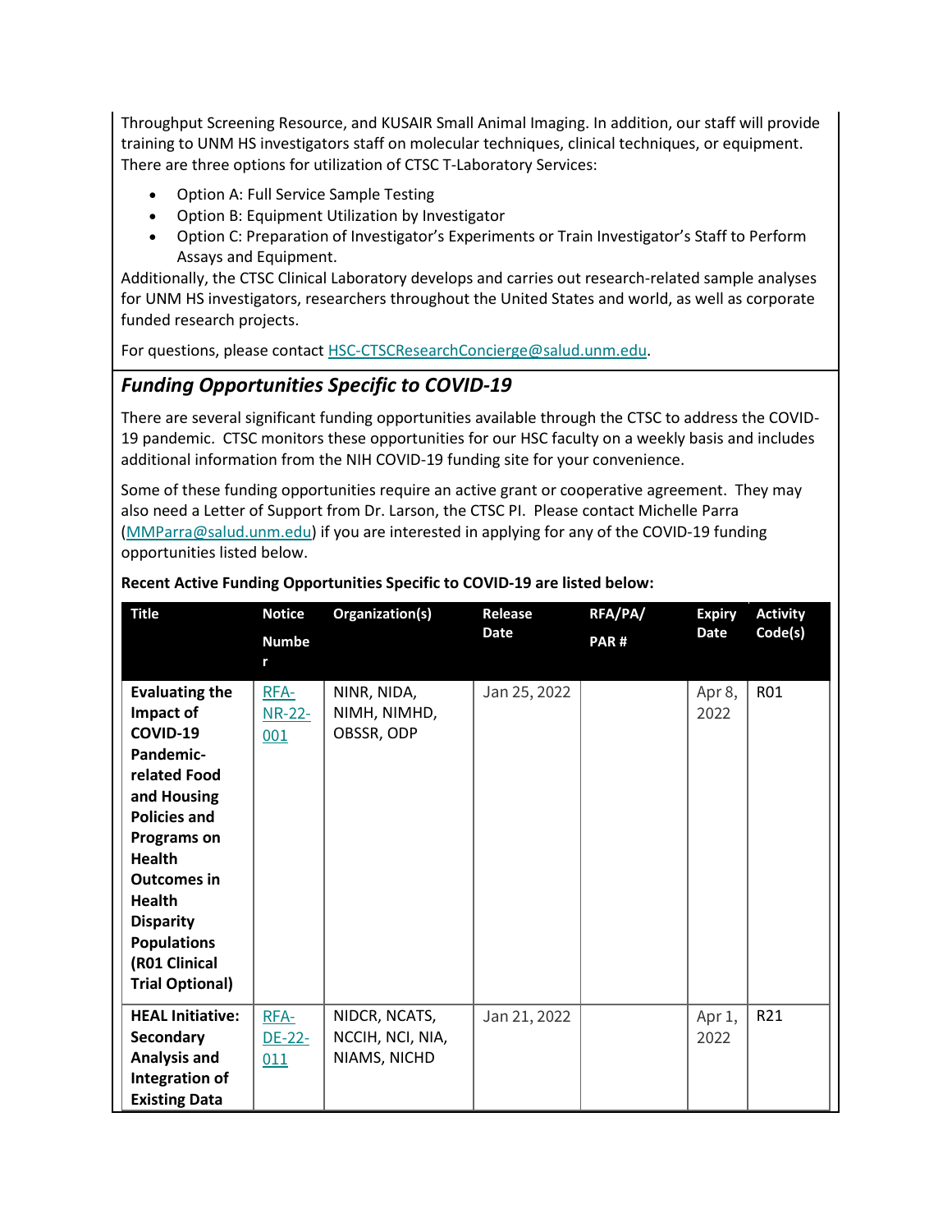Throughput Screening Resource, and KUSAIR Small Animal Imaging. In addition, our staff will provide training to UNM HS investigators staff on molecular techniques, clinical techniques, or equipment. There are three options for utilization of CTSC T-Laboratory Services:

- Option A: Full Service Sample Testing
- Option B: Equipment Utilization by Investigator
- Option C: Preparation of Investigator's Experiments or Train Investigator's Staff to Perform Assays and Equipment.

Additionally, the CTSC Clinical Laboratory develops and carries out research-related sample analyses for UNM HS investigators, researchers throughout the United States and world, as well as corporate funded research projects.

For questions, please contact HSC-CTSCResearchConcierge@salud.unm.edu.

## *Funding Opportunities Specific to COVID-19*

There are several significant funding opportunities available through the CTSC to address the COVID-19 pandemic. CTSC monitors these opportunities for our HSC faculty on a weekly basis and includes additional information from the NIH COVID-19 funding site for your convenience.

Some of these funding opportunities require an active grant or cooperative agreement. They may also need a Letter of Support from Dr. Larson, the CTSC PI. Please contact Michelle Parra (MMParra@salud.unm.edu) if you are interested in applying for any of the COVID-19 funding opportunities listed below.

**Recent Active Funding Opportunities Specific to COVID-19 are listed below:**

| Title | Notice Number | Organization(s) | Release Date | RFA/PA/ PAR # | Expiry Date | Activity Code(s) |
|---|---|---|---|---|---|---|
| **Evaluating the Impact of COVID-19 Pandemic-related Food and Housing Policies and Programs on Health Outcomes in Health Disparity Populations (R01 Clinical Trial Optional)** | RFA-NR-22-001 | NINR, NIDA, NIMH, NIMHD, OBSSR, ODP | Jan 25, 2022 | | Apr 8, 2022 | R01 |
| **HEAL Initiative: Secondary Analysis and Integration of Existing Data** | RFA-DE-22-011 | NIDCR, NCATS, NCCIH, NCI, NIA, NIAMS, NICHD | Jan 21, 2022 | | Apr 1, 2022 | R21 |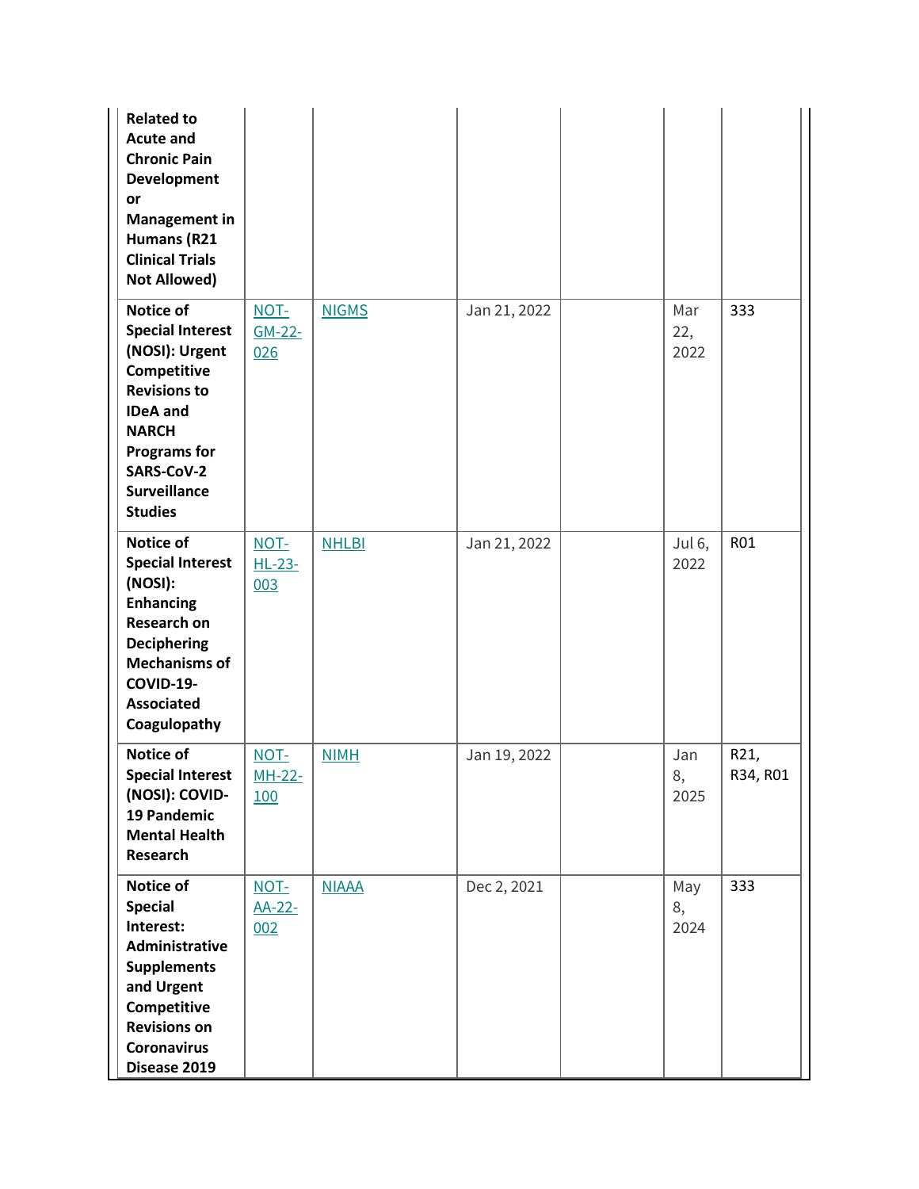| | | | | | | |
|---|---|---|---|---|---|---|
| **Related to Acute and Chronic Pain Development or Management in Humans (R21 Clinical Trials Not Allowed)** | | | | | | |
| **Notice of Special Interest (NOSI): Urgent Competitive Revisions to IDeA and NARCH Programs for SARS-CoV-2 Surveillance Studies** | NOT-GM-22-026 | NIGMS | Jan 21, 2022 | | Mar 22, 2022 | 333 |
| **Notice of Special Interest (NOSI): Enhancing Research on Deciphering Mechanisms of COVID-19-Associated Coagulopathy** | NOT-HL-23-003 | NHLBI | Jan 21, 2022 | | Jul 6, 2022 | R01 |
| **Notice of Special Interest (NOSI): COVID-19 Pandemic Mental Health Research** | NOT-MH-22-100 | NIMH | Jan 19, 2022 | | Jan 8, 2025 | R21, R34, R01 |
| **Notice of Special Interest: Administrative Supplements and Urgent Competitive Revisions on Coronavirus Disease 2019** | NOT-AA-22-002 | NIAAA | Dec 2, 2021 | | May 8, 2024 | 333 |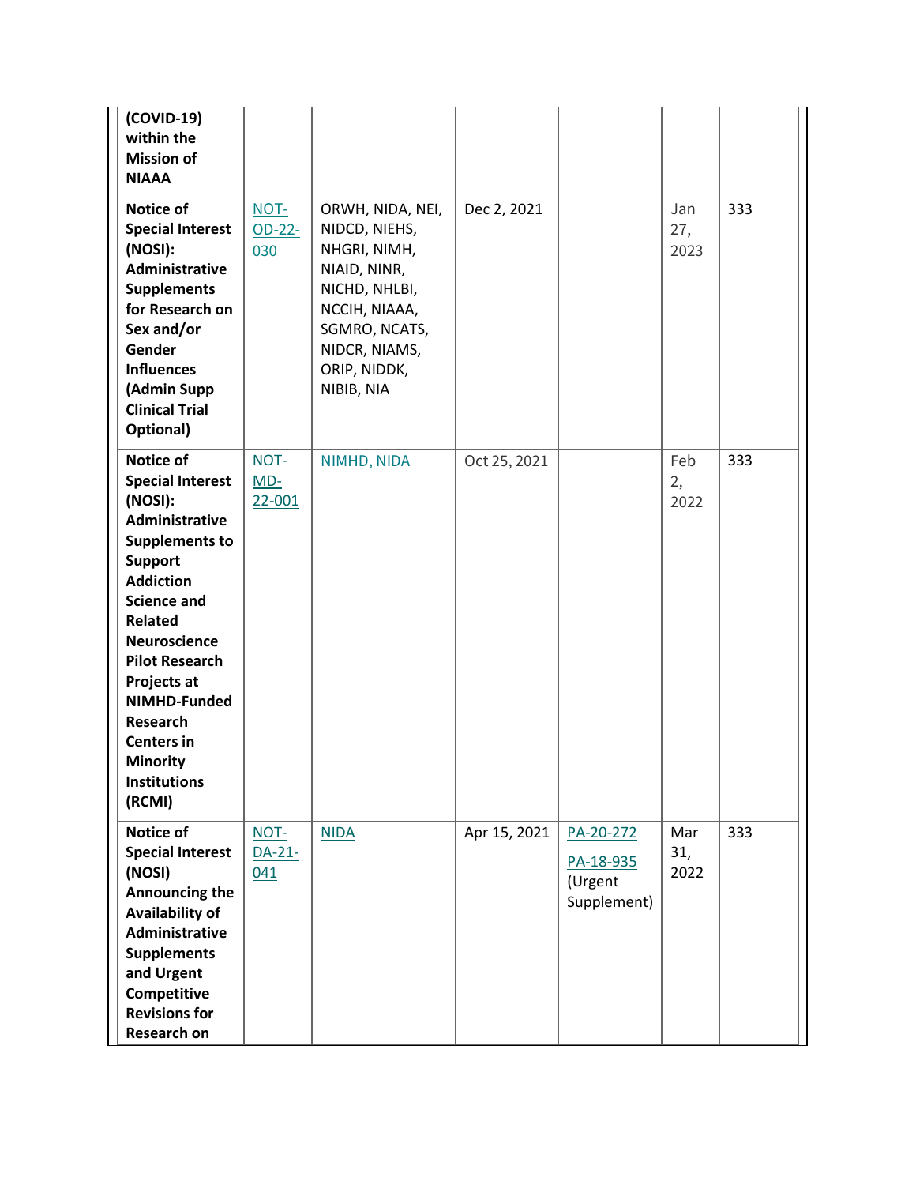| | | | | | | |
|---|---|---|---|---|---|---|
| **(COVID-19) within the Mission of NIAAA** | | | | | | |
| **Notice of Special Interest (NOSI): Administrative Supplements for Research on Sex and/or Gender Influences (Admin Supp Clinical Trial Optional)** | NOT-OD-22-030 | ORWH, NIDA, NEI, NIDCD, NIEHS, NHGRI, NIMH, NIAID, NINR, NICHD, NHLBI, NCCIH, NIAAA, SGMRO, NCATS, NIDCR, NIAMS, ORIP, NIDDK, NIBIB, NIA | Dec 2, 2021 | | Jan 27, 2023 | 333 |
| **Notice of Special Interest (NOSI): Administrative Supplements to Support Addiction Science and Related Neuroscience Pilot Research Projects at NIMHD-Funded Research Centers in Minority Institutions (RCMI)** | NOT-MD-22-001 | NIMHD, NIDA | Oct 25, 2021 | | Feb 2, 2022 | 333 |
| **Notice of Special Interest (NOSI) Announcing the Availability of Administrative Supplements and Urgent Competitive Revisions for Research on** | NOT-DA-21-041 | NIDA | Apr 15, 2021 | PA-20-272 PA-18-935 (Urgent Supplement) | Mar 31, 2022 | 333 |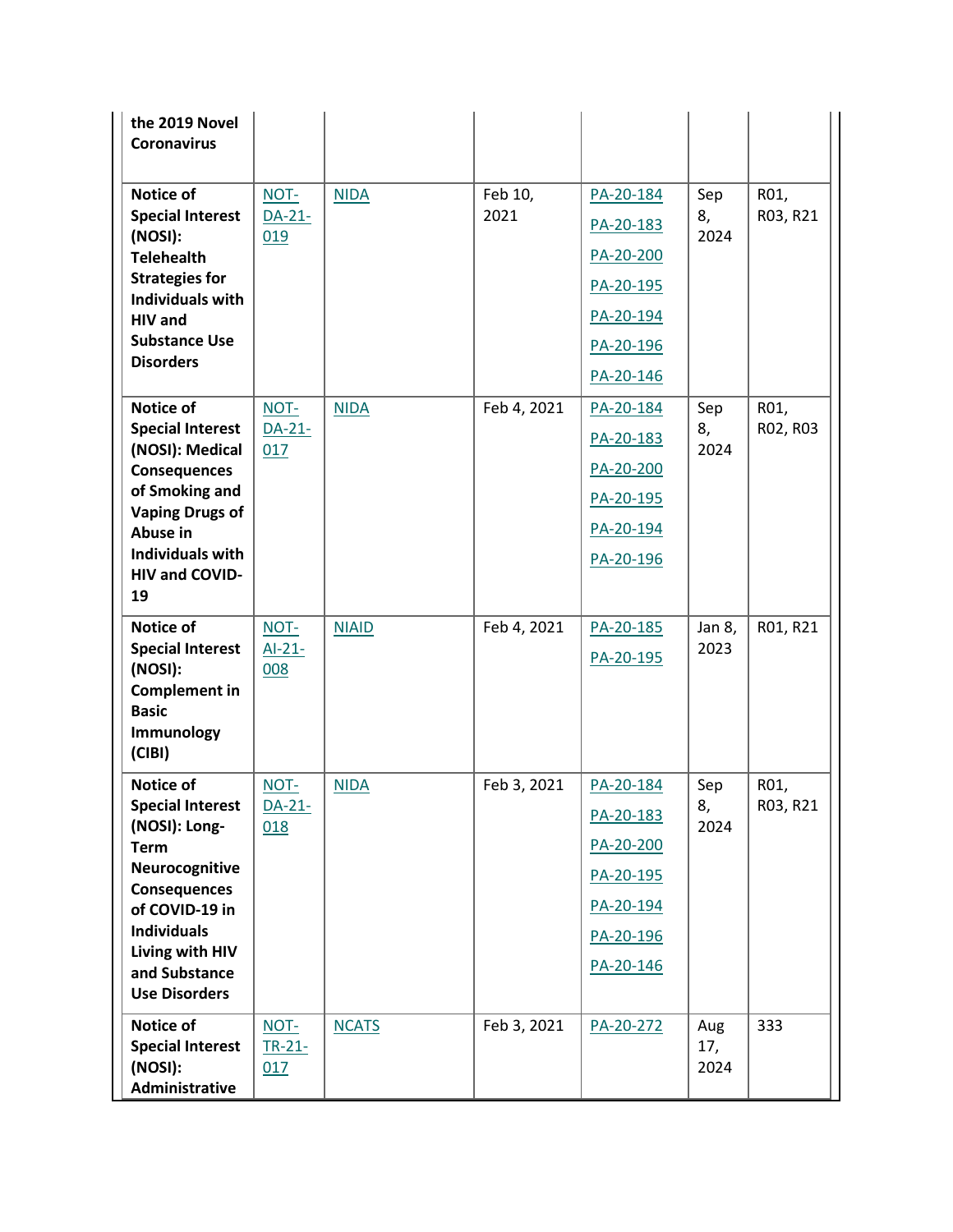| | | | | | | |
|---|---|---|---|---|---|---|
| **the 2019 Novel Coronavirus** | | | | | | |
| **Notice of Special Interest (NOSI): Telehealth Strategies for Individuals with HIV and Substance Use Disorders** | NOT-DA-21-019 | NIDA | Feb 10, 2021 | PA-20-184 PA-20-183 PA-20-200 PA-20-195 PA-20-194 PA-20-196 PA-20-146 | Sep 8, 2024 | R01, R03, R21 |
| **Notice of Special Interest (NOSI): Medical Consequences of Smoking and Vaping Drugs of Abuse in Individuals with HIV and COVID-19** | NOT-DA-21-017 | NIDA | Feb 4, 2021 | PA-20-184 PA-20-183 PA-20-200 PA-20-195 PA-20-194 PA-20-196 | Sep 8, 2024 | R01, R02, R03 |
| **Notice of Special Interest (NOSI): Complement in Basic Immunology (CIBI)** | NOT-AI-21-008 | NIAID | Feb 4, 2021 | PA-20-185 PA-20-195 | Jan 8, 2023 | R01, R21 |
| **Notice of Special Interest (NOSI): Long-Term Neurocognitive Consequences of COVID-19 in Individuals Living with HIV and Substance Use Disorders** | NOT-DA-21-018 | NIDA | Feb 3, 2021 | PA-20-184 PA-20-183 PA-20-200 PA-20-195 PA-20-194 PA-20-196 PA-20-146 | Sep 8, 2024 | R01, R03, R21 |
| **Notice of Special Interest (NOSI): Administrative** | NOT-TR-21-017 | NCATS | Feb 3, 2021 | PA-20-272 | Aug 17, 2024 | 333 |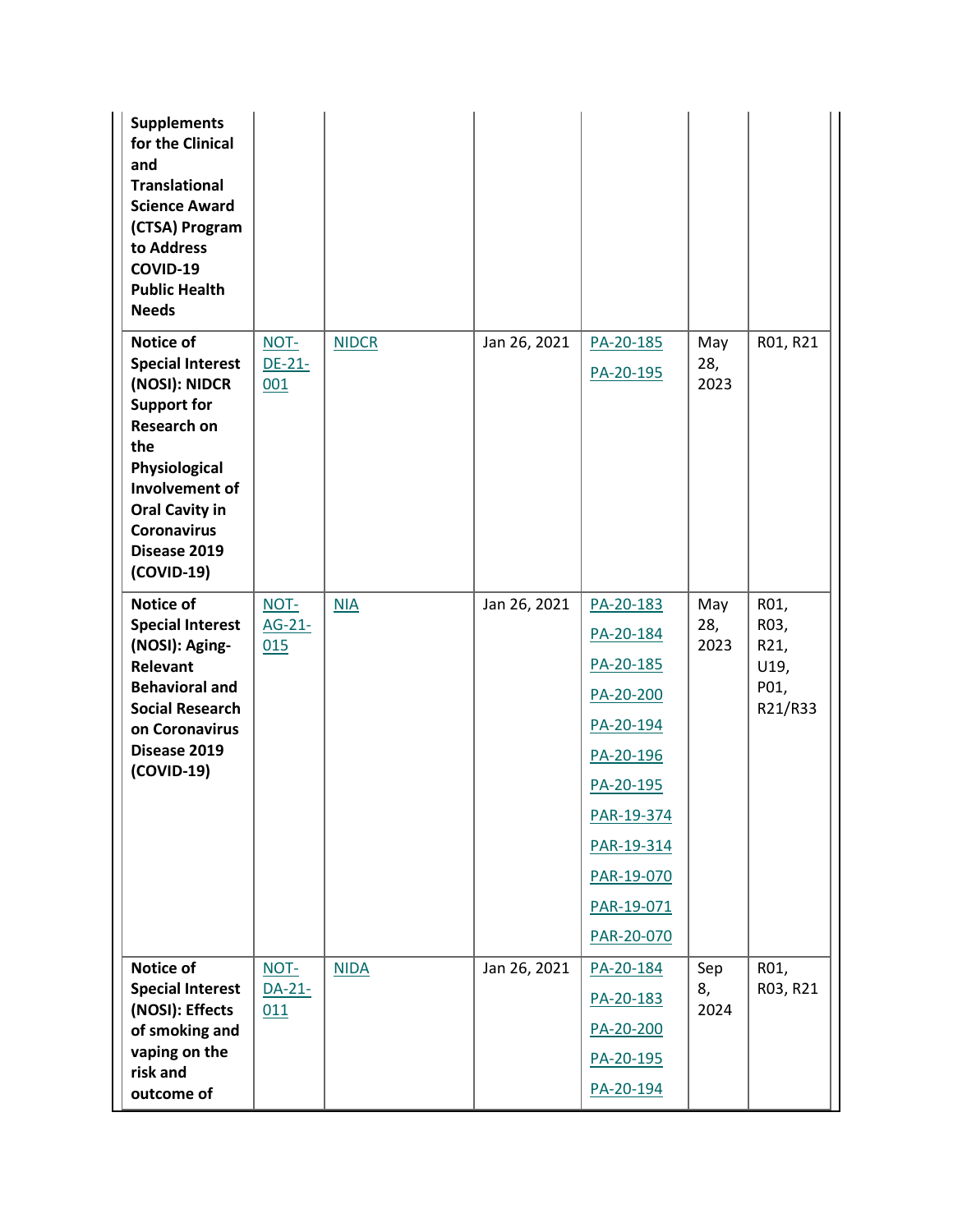| | | | | | | |
|---|---|---|---|---|---|---|
| **Supplements for the Clinical and Translational Science Award (CTSA) Program to Address COVID-19 Public Health Needs** | | | | | | |
| **Notice of Special Interest (NOSI): NIDCR Support for Research on the Physiological Involvement of Oral Cavity in Coronavirus Disease 2019 (COVID-19)** | NOT-DE-21-001 | NIDCR | Jan 26, 2021 | PA-20-185 PA-20-195 | May 28, 2023 | R01, R21 |
| **Notice of Special Interest (NOSI): Aging-Relevant Behavioral and Social Research on Coronavirus Disease 2019 (COVID-19)** | NOT-AG-21-015 | NIA | Jan 26, 2021 | PA-20-183 PA-20-184 PA-20-185 PA-20-200 PA-20-194 PA-20-196 PA-20-195 PAR-19-374 PAR-19-314 PAR-19-070 PAR-19-071 PAR-20-070 | May 28, 2023 | R01, R03, R21, U19, P01, R21/R33 |
| **Notice of Special Interest (NOSI): Effects of smoking and vaping on the risk and outcome of** | NOT-DA-21-011 | NIDA | Jan 26, 2021 | PA-20-184 PA-20-183 PA-20-200 PA-20-195 PA-20-194 | Sep 8, 2024 | R01, R03, R21 |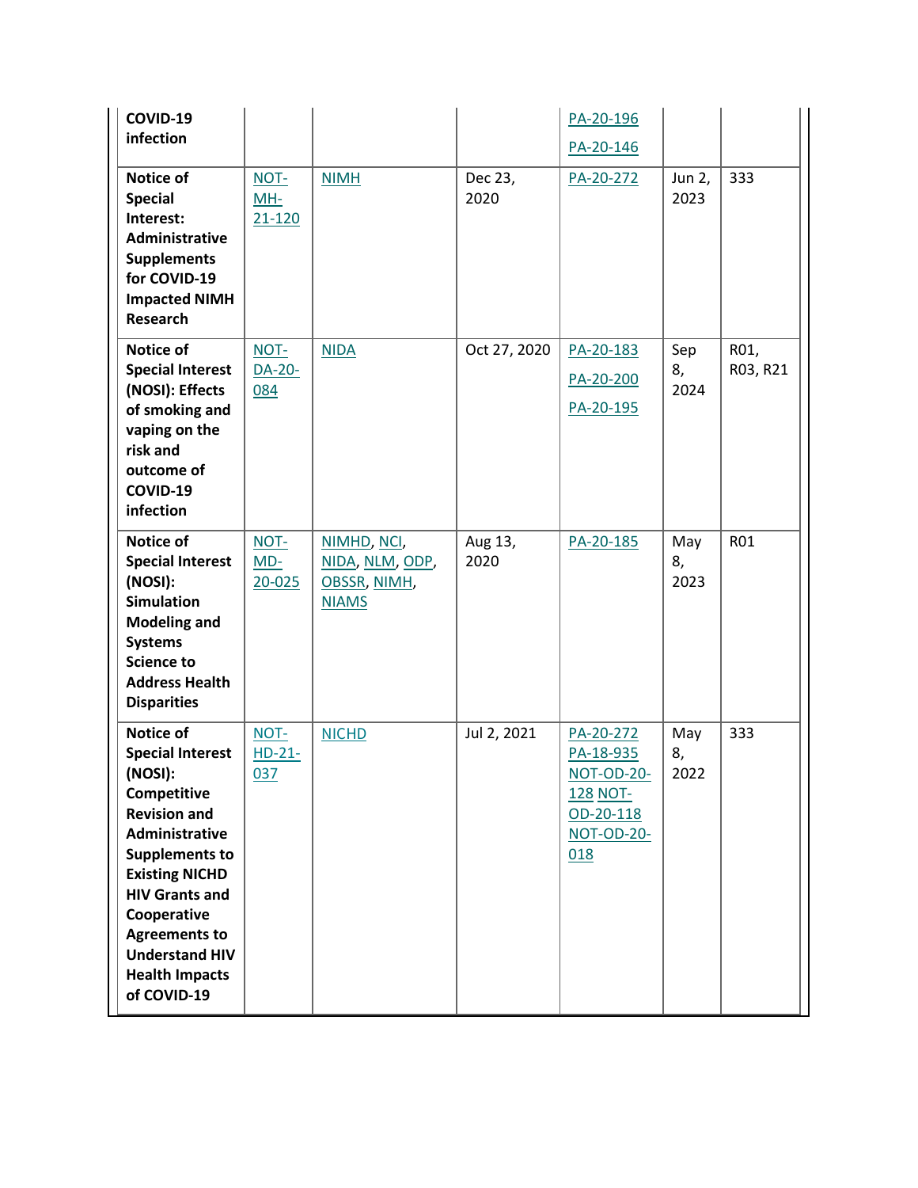| **COVID-19 infection** | | | | PA-20-196 PA-20-146 | | |
|---|---|---|---|---|---|---|
| **Notice of Special Interest: Administrative Supplements for COVID-19 Impacted NIMH Research** | NOT-MH-21-120 | NIMH | Dec 23, 2020 | PA-20-272 | Jun 2, 2023 | 333 |
| **Notice of Special Interest (NOSI): Effects of smoking and vaping on the risk and outcome of COVID-19 infection** | NOT-DA-20-084 | NIDA | Oct 27, 2020 | PA-20-183 PA-20-200 PA-20-195 | Sep 8, 2024 | R01, R03, R21 |
| **Notice of Special Interest (NOSI): Simulation Modeling and Systems Science to Address Health Disparities** | NOT-MD-20-025 | NIMHD, NCI, NIDA, NLM, ODP, OBSSR, NIMH, NIAMS | Aug 13, 2020 | PA-20-185 | May 8, 2023 | R01 |
| **Notice of Special Interest (NOSI): Competitive Revision and Administrative Supplements to Existing NICHD HIV Grants and Cooperative Agreements to Understand HIV Health Impacts of COVID-19** | NOT-HD-21-037 | NICHD | Jul 2, 2021 | PA-20-272 PA-18-935 NOT-OD-20-128 NOT-OD-20-118 NOT-OD-20-018 | May 8, 2022 | 333 |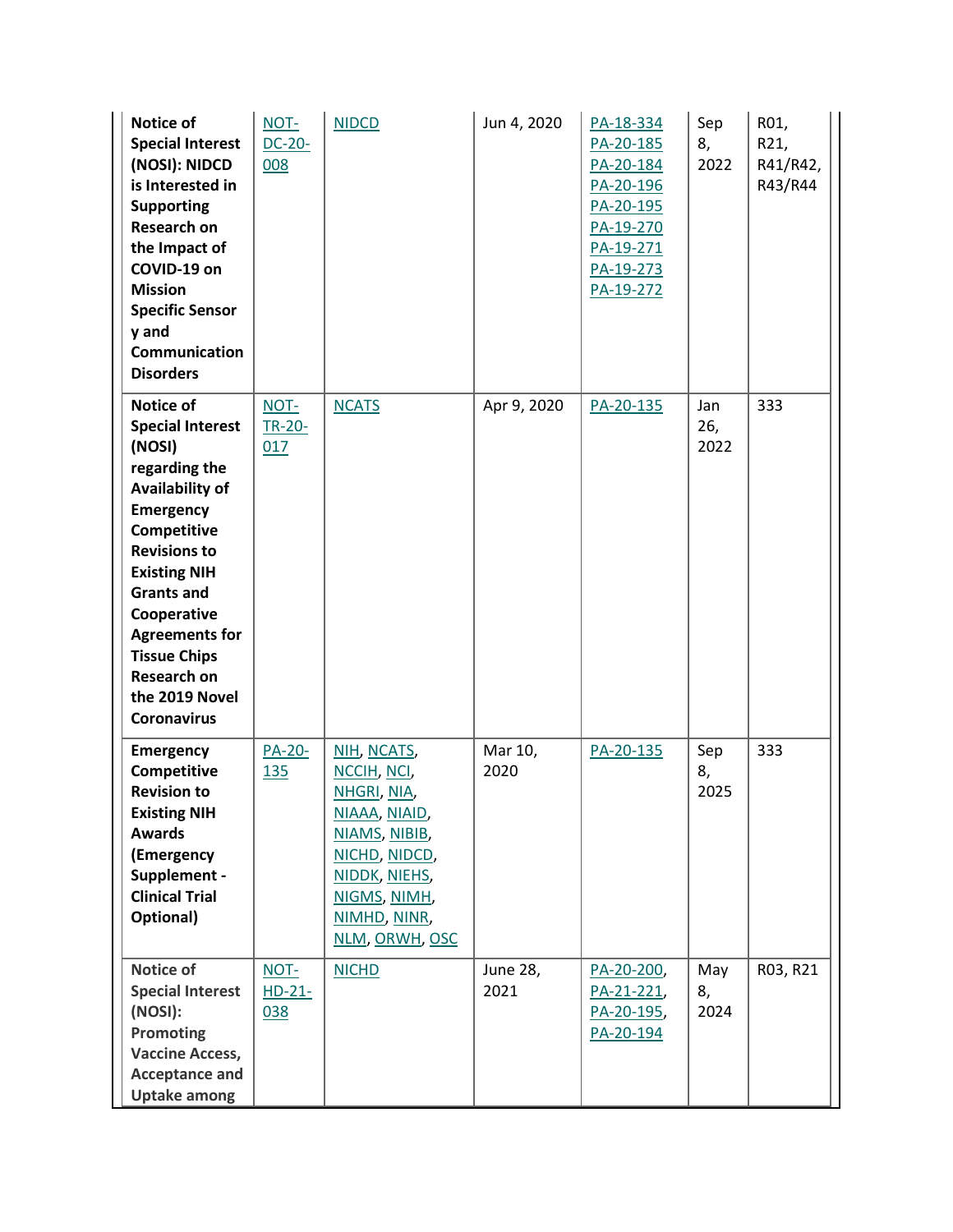| | | | | | | |
|---|---|---|---|---|---|---|
| **Notice of Special Interest (NOSI): NIDCD is Interested in Supporting Research on the Impact of COVID-19 on Mission Specific Sensory and Communication Disorders** | NOT-DC-20-008 | NIDCD | Jun 4, 2020 | PA-18-334 PA-20-185 PA-20-184 PA-20-196 PA-20-195 PA-19-270 PA-19-271 PA-19-273 PA-19-272 | Sep 8, 2022 | R01, R21, R41/R42, R43/R44 |
| **Notice of Special Interest (NOSI) regarding the Availability of Emergency Competitive Revisions to Existing NIH Grants and Cooperative Agreements for Tissue Chips Research on the 2019 Novel Coronavirus** | NOT-TR-20-017 | NCATS | Apr 9, 2020 | PA-20-135 | Jan 26, 2022 | 333 |
| **Emergency Competitive Revision to Existing NIH Awards (Emergency Supplement - Clinical Trial Optional)** | PA-20-135 | NIH, NCATS, NCCIH, NCI, NHGRI, NIA, NIAAA, NIAID, NIAMS, NIBIB, NICHD, NIDCD, NIDDK, NIEHS, NIGMS, NIMH, NIMHD, NINR, NLM, ORWH, OSC | Mar 10, 2020 | PA-20-135 | Sep 8, 2025 | 333 |
| **Notice of Special Interest (NOSI): Promoting Vaccine Access, Acceptance and Uptake among** | NOT-HD-21-038 | NICHD | June 28, 2021 | PA-20-200, PA-21-221, PA-20-195, PA-20-194 | May 8, 2024 | R03, R21 |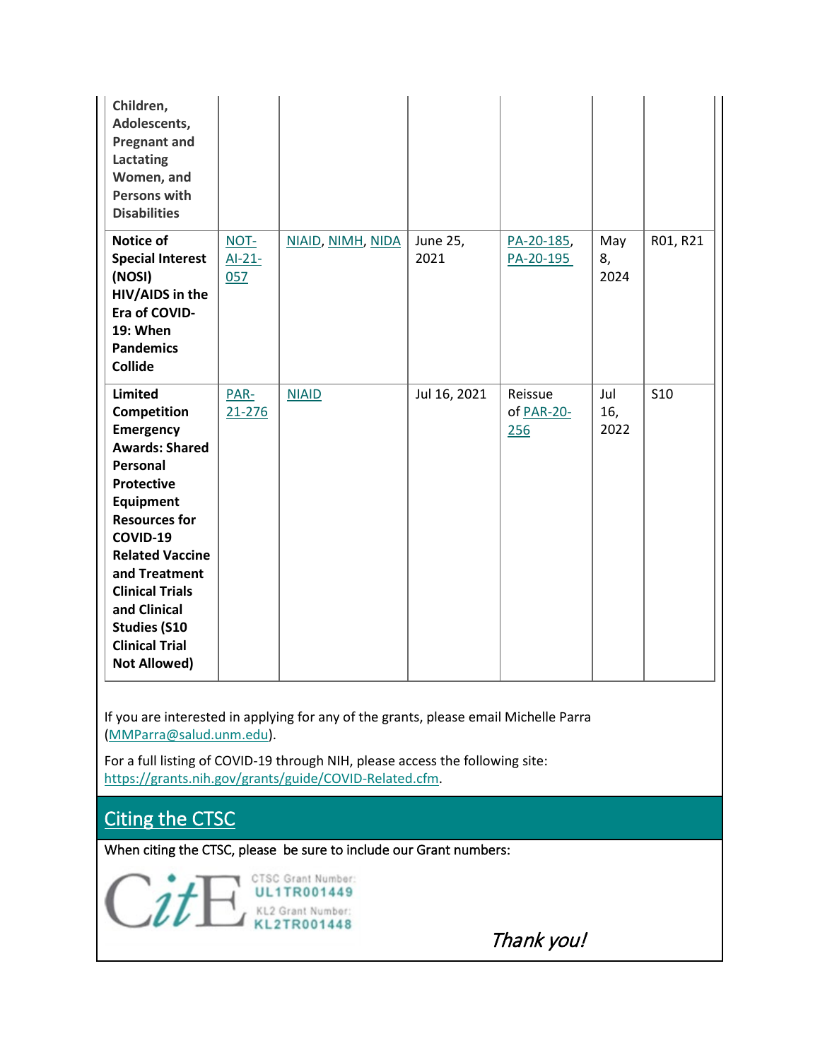| | | | | | | |
|---|---|---|---|---|---|---|
| **Children, Adolescents, Pregnant and Lactating Women, and Persons with Disabilities** | | | | | | |
| **Notice of Special Interest (NOSI) HIV/AIDS in the Era of COVID-19: When Pandemics Collide** | NOT-AI-21-057 | NIAID, NIMH, NIDA | June 25, 2021 | PA-20-185, PA-20-195 | May 8, 2024 | R01, R21 |
| **Limited Competition Emergency Awards: Shared Personal Protective Equipment Resources for COVID-19 Related Vaccine and Treatment Clinical Trials and Clinical Studies (S10 Clinical Trial Not Allowed)** | PAR-21-276 | NIAID | Jul 16, 2021 | Reissue of PAR-20-256 | Jul 16, 2022 | S10 |

If you are interested in applying for any of the grants, please email Michelle Parra (MMParra@salud.unm.edu).

For a full listing of COVID-19 through NIH, please access the following site: https://grants.nih.gov/grants/guide/COVID-Related.cfm.

## Citing the CTSC

When citing the CTSC, please be sure to include our Grant numbers:

CitE

CTSC Grant Number: **UL1TR001449**

KL2 Grant Number: **KL2TR001448**

*Thank you!*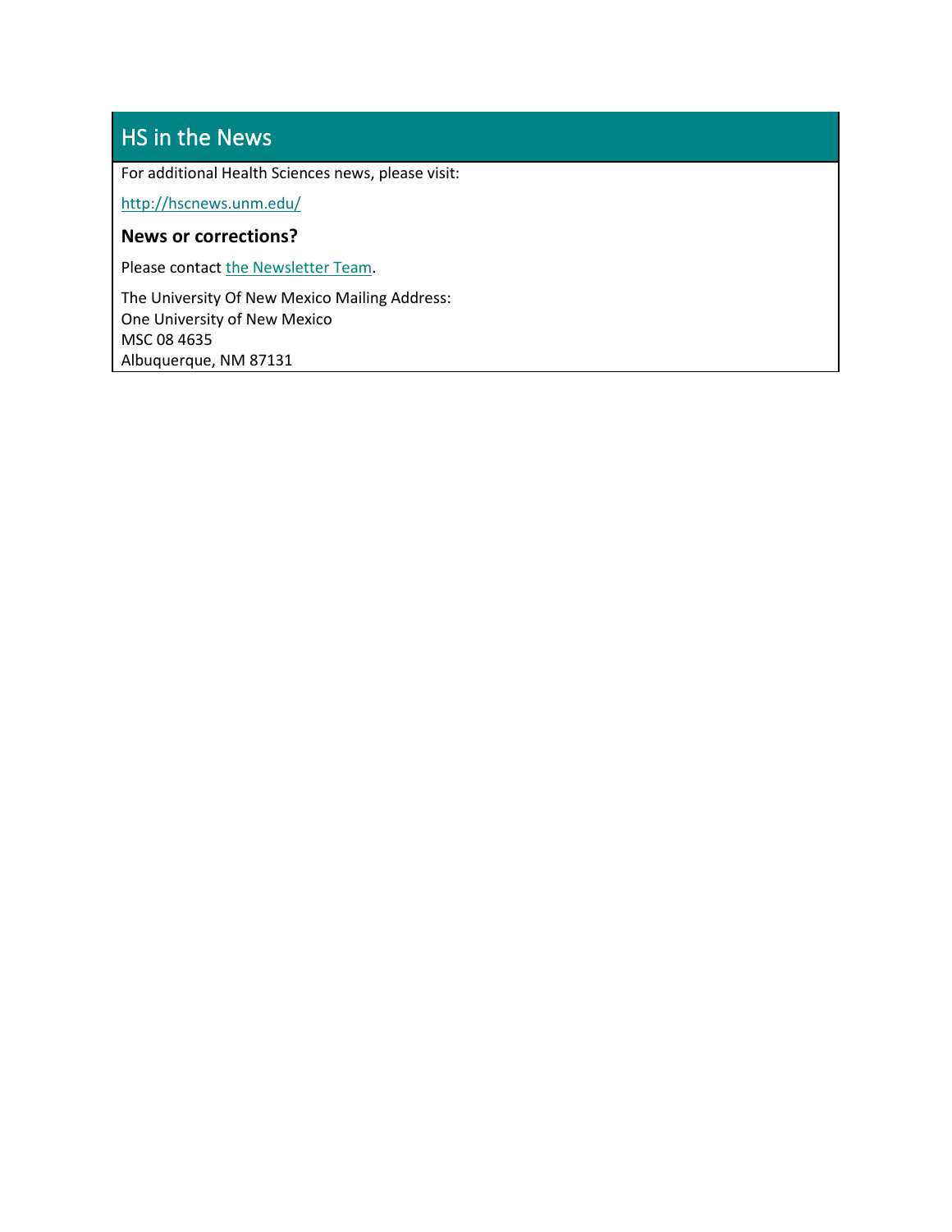## HS in the News

For additional Health Sciences news, please visit:

http://hscnews.unm.edu/

### News or corrections?

Please contact the Newsletter Team.

The University Of New Mexico Mailing Address:
One University of New Mexico
MSC 08 4635
Albuquerque, NM 87131